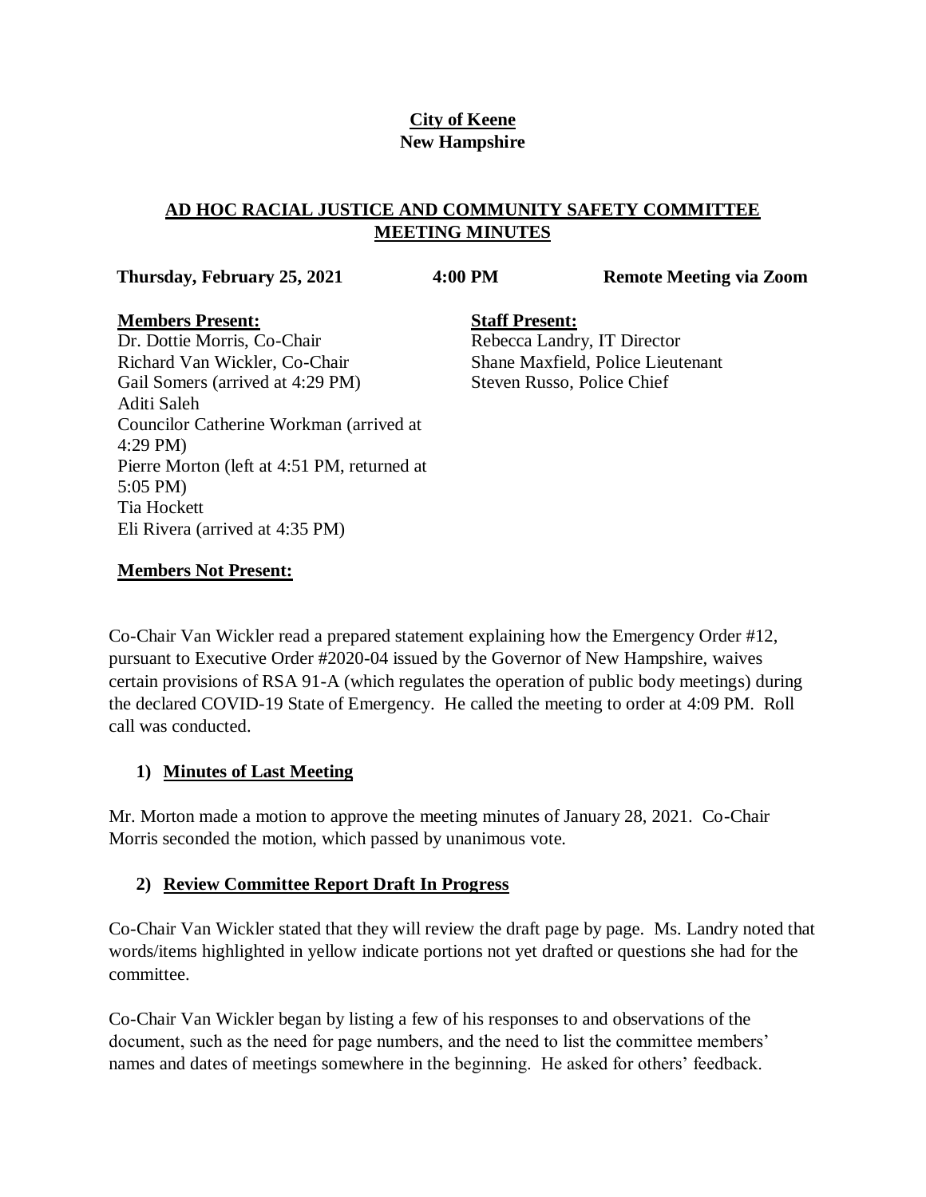**City of Keene**
**New Hampshire**

## AD HOC RACIAL JUSTICE AND COMMUNITY SAFETY COMMITTEE MEETING MINUTES

**Thursday, February 25, 2021** **4:00 PM** **Remote Meeting via Zoom**

**Members Present:**
Dr. Dottie Morris, Co-Chair
Richard Van Wickler, Co-Chair
Gail Somers (arrived at 4:29 PM)
Aditi Saleh
Councilor Catherine Workman (arrived at 4:29 PM)
Pierre Morton (left at 4:51 PM, returned at 5:05 PM)
Tia Hockett
Eli Rivera (arrived at 4:35 PM)

**Staff Present:**
Rebecca Landry, IT Director
Shane Maxfield, Police Lieutenant
Steven Russo, Police Chief

**Members Not Present:**

Co-Chair Van Wickler read a prepared statement explaining how the Emergency Order #12, pursuant to Executive Order #2020-04 issued by the Governor of New Hampshire, waives certain provisions of RSA 91-A (which regulates the operation of public body meetings) during the declared COVID-19 State of Emergency. He called the meeting to order at 4:09 PM. Roll call was conducted.

### 1) Minutes of Last Meeting

Mr. Morton made a motion to approve the meeting minutes of January 28, 2021. Co-Chair Morris seconded the motion, which passed by unanimous vote.

### 2) Review Committee Report Draft In Progress

Co-Chair Van Wickler stated that they will review the draft page by page. Ms. Landry noted that words/items highlighted in yellow indicate portions not yet drafted or questions she had for the committee.

Co-Chair Van Wickler began by listing a few of his responses to and observations of the document, such as the need for page numbers, and the need to list the committee members' names and dates of meetings somewhere in the beginning. He asked for others' feedback.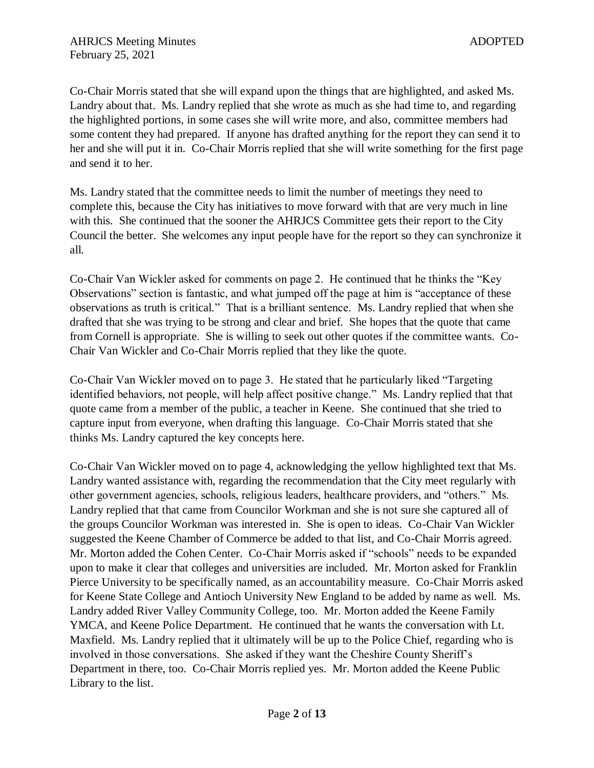Co-Chair Morris stated that she will expand upon the things that are highlighted, and asked Ms. Landry about that. Ms. Landry replied that she wrote as much as she had time to, and regarding the highlighted portions, in some cases she will write more, and also, committee members had some content they had prepared. If anyone has drafted anything for the report they can send it to her and she will put it in. Co-Chair Morris replied that she will write something for the first page and send it to her.

Ms. Landry stated that the committee needs to limit the number of meetings they need to complete this, because the City has initiatives to move forward with that are very much in line with this. She continued that the sooner the AHRJCS Committee gets their report to the City Council the better. She welcomes any input people have for the report so they can synchronize it all.

Co-Chair Van Wickler asked for comments on page 2. He continued that he thinks the "Key Observations" section is fantastic, and what jumped off the page at him is "acceptance of these observations as truth is critical." That is a brilliant sentence. Ms. Landry replied that when she drafted that she was trying to be strong and clear and brief. She hopes that the quote that came from Cornell is appropriate. She is willing to seek out other quotes if the committee wants. Co-Chair Van Wickler and Co-Chair Morris replied that they like the quote.

Co-Chair Van Wickler moved on to page 3. He stated that he particularly liked "Targeting identified behaviors, not people, will help affect positive change." Ms. Landry replied that that quote came from a member of the public, a teacher in Keene. She continued that she tried to capture input from everyone, when drafting this language. Co-Chair Morris stated that she thinks Ms. Landry captured the key concepts here.

Co-Chair Van Wickler moved on to page 4, acknowledging the yellow highlighted text that Ms. Landry wanted assistance with, regarding the recommendation that the City meet regularly with other government agencies, schools, religious leaders, healthcare providers, and "others." Ms. Landry replied that that came from Councilor Workman and she is not sure she captured all of the groups Councilor Workman was interested in. She is open to ideas. Co-Chair Van Wickler suggested the Keene Chamber of Commerce be added to that list, and Co-Chair Morris agreed. Mr. Morton added the Cohen Center. Co-Chair Morris asked if "schools" needs to be expanded upon to make it clear that colleges and universities are included. Mr. Morton asked for Franklin Pierce University to be specifically named, as an accountability measure. Co-Chair Morris asked for Keene State College and Antioch University New England to be added by name as well. Ms. Landry added River Valley Community College, too. Mr. Morton added the Keene Family YMCA, and Keene Police Department. He continued that he wants the conversation with Lt. Maxfield. Ms. Landry replied that it ultimately will be up to the Police Chief, regarding who is involved in those conversations. She asked if they want the Cheshire County Sheriff's Department in there, too. Co-Chair Morris replied yes. Mr. Morton added the Keene Public Library to the list.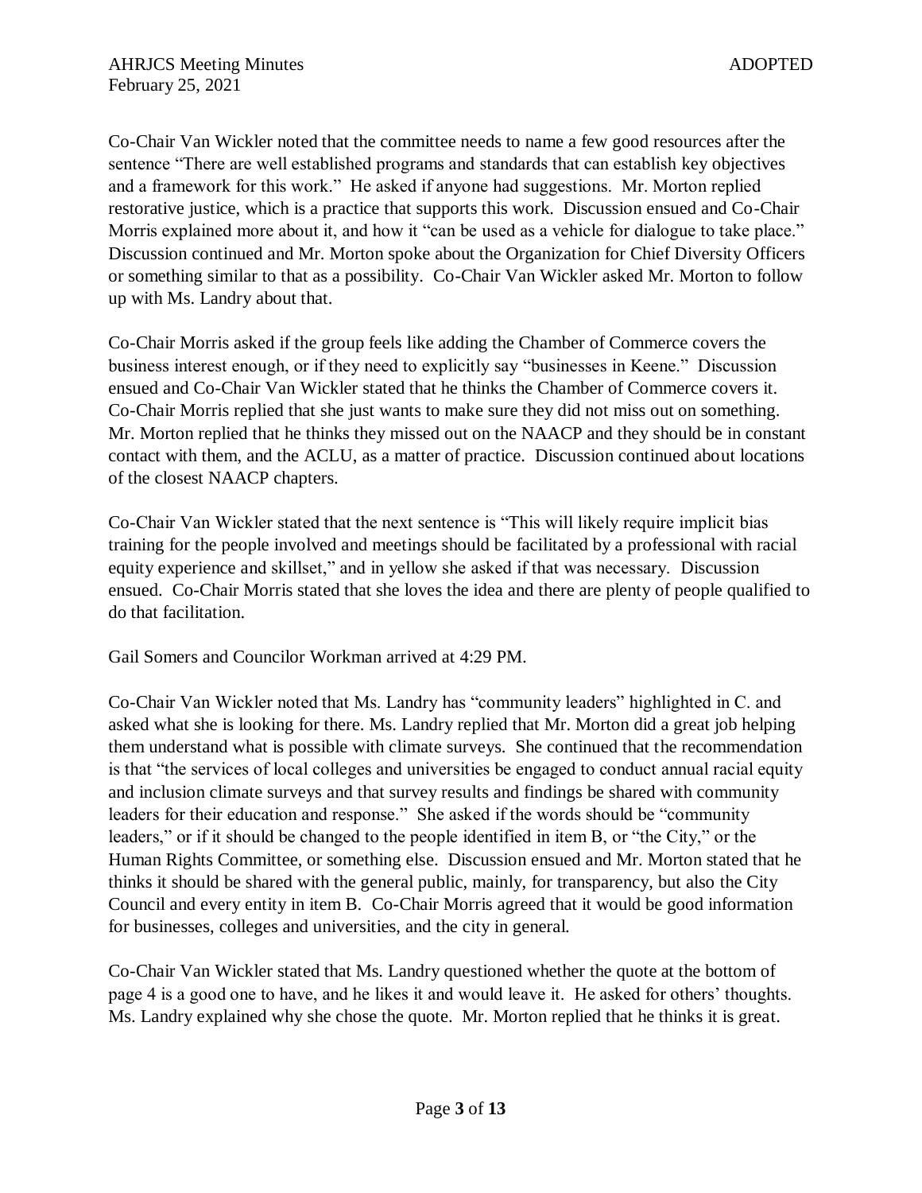Co-Chair Van Wickler noted that the committee needs to name a few good resources after the sentence "There are well established programs and standards that can establish key objectives and a framework for this work." He asked if anyone had suggestions. Mr. Morton replied restorative justice, which is a practice that supports this work. Discussion ensued and Co-Chair Morris explained more about it, and how it "can be used as a vehicle for dialogue to take place." Discussion continued and Mr. Morton spoke about the Organization for Chief Diversity Officers or something similar to that as a possibility. Co-Chair Van Wickler asked Mr. Morton to follow up with Ms. Landry about that.

Co-Chair Morris asked if the group feels like adding the Chamber of Commerce covers the business interest enough, or if they need to explicitly say "businesses in Keene." Discussion ensued and Co-Chair Van Wickler stated that he thinks the Chamber of Commerce covers it. Co-Chair Morris replied that she just wants to make sure they did not miss out on something. Mr. Morton replied that he thinks they missed out on the NAACP and they should be in constant contact with them, and the ACLU, as a matter of practice. Discussion continued about locations of the closest NAACP chapters.

Co-Chair Van Wickler stated that the next sentence is "This will likely require implicit bias training for the people involved and meetings should be facilitated by a professional with racial equity experience and skillset," and in yellow she asked if that was necessary. Discussion ensued. Co-Chair Morris stated that she loves the idea and there are plenty of people qualified to do that facilitation.

Gail Somers and Councilor Workman arrived at 4:29 PM.

Co-Chair Van Wickler noted that Ms. Landry has "community leaders" highlighted in C. and asked what she is looking for there. Ms. Landry replied that Mr. Morton did a great job helping them understand what is possible with climate surveys. She continued that the recommendation is that "the services of local colleges and universities be engaged to conduct annual racial equity and inclusion climate surveys and that survey results and findings be shared with community leaders for their education and response." She asked if the words should be "community leaders," or if it should be changed to the people identified in item B, or "the City," or the Human Rights Committee, or something else. Discussion ensued and Mr. Morton stated that he thinks it should be shared with the general public, mainly, for transparency, but also the City Council and every entity in item B. Co-Chair Morris agreed that it would be good information for businesses, colleges and universities, and the city in general.

Co-Chair Van Wickler stated that Ms. Landry questioned whether the quote at the bottom of page 4 is a good one to have, and he likes it and would leave it. He asked for others' thoughts. Ms. Landry explained why she chose the quote. Mr. Morton replied that he thinks it is great.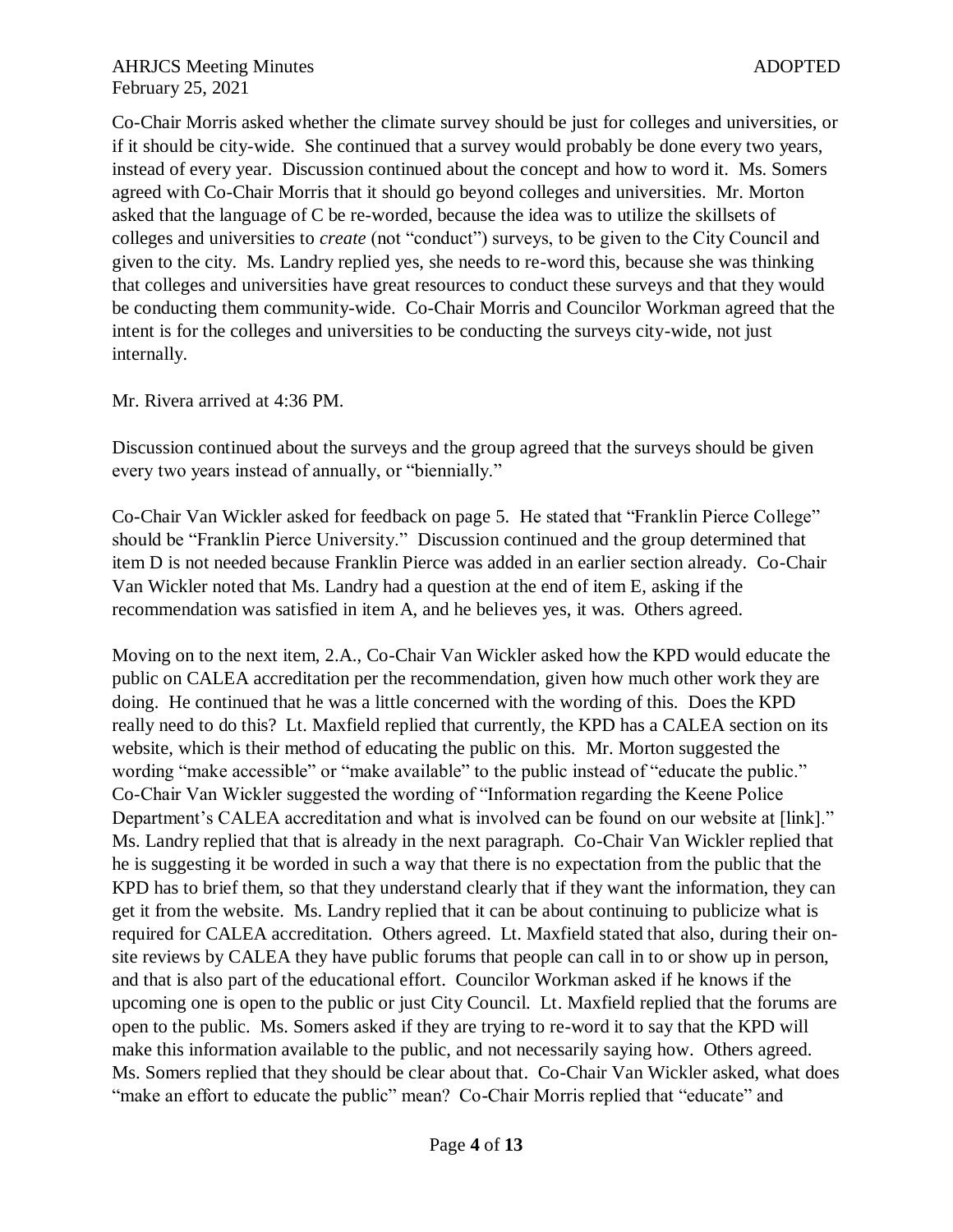Co-Chair Morris asked whether the climate survey should be just for colleges and universities, or if it should be city-wide. She continued that a survey would probably be done every two years, instead of every year. Discussion continued about the concept and how to word it. Ms. Somers agreed with Co-Chair Morris that it should go beyond colleges and universities. Mr. Morton asked that the language of C be re-worded, because the idea was to utilize the skillsets of colleges and universities to *create* (not "conduct") surveys, to be given to the City Council and given to the city. Ms. Landry replied yes, she needs to re-word this, because she was thinking that colleges and universities have great resources to conduct these surveys and that they would be conducting them community-wide. Co-Chair Morris and Councilor Workman agreed that the intent is for the colleges and universities to be conducting the surveys city-wide, not just internally.

Mr. Rivera arrived at 4:36 PM.

Discussion continued about the surveys and the group agreed that the surveys should be given every two years instead of annually, or "biennially."

Co-Chair Van Wickler asked for feedback on page 5. He stated that "Franklin Pierce College" should be "Franklin Pierce University." Discussion continued and the group determined that item D is not needed because Franklin Pierce was added in an earlier section already. Co-Chair Van Wickler noted that Ms. Landry had a question at the end of item E, asking if the recommendation was satisfied in item A, and he believes yes, it was. Others agreed.

Moving on to the next item, 2.A., Co-Chair Van Wickler asked how the KPD would educate the public on CALEA accreditation per the recommendation, given how much other work they are doing. He continued that he was a little concerned with the wording of this. Does the KPD really need to do this? Lt. Maxfield replied that currently, the KPD has a CALEA section on its website, which is their method of educating the public on this. Mr. Morton suggested the wording "make accessible" or "make available" to the public instead of "educate the public." Co-Chair Van Wickler suggested the wording of "Information regarding the Keene Police Department's CALEA accreditation and what is involved can be found on our website at [link]." Ms. Landry replied that that is already in the next paragraph. Co-Chair Van Wickler replied that he is suggesting it be worded in such a way that there is no expectation from the public that the KPD has to brief them, so that they understand clearly that if they want the information, they can get it from the website. Ms. Landry replied that it can be about continuing to publicize what is required for CALEA accreditation. Others agreed. Lt. Maxfield stated that also, during their on-site reviews by CALEA they have public forums that people can call in to or show up in person, and that is also part of the educational effort. Councilor Workman asked if he knows if the upcoming one is open to the public or just City Council. Lt. Maxfield replied that the forums are open to the public. Ms. Somers asked if they are trying to re-word it to say that the KPD will make this information available to the public, and not necessarily saying how. Others agreed. Ms. Somers replied that they should be clear about that. Co-Chair Van Wickler asked, what does "make an effort to educate the public" mean? Co-Chair Morris replied that "educate" and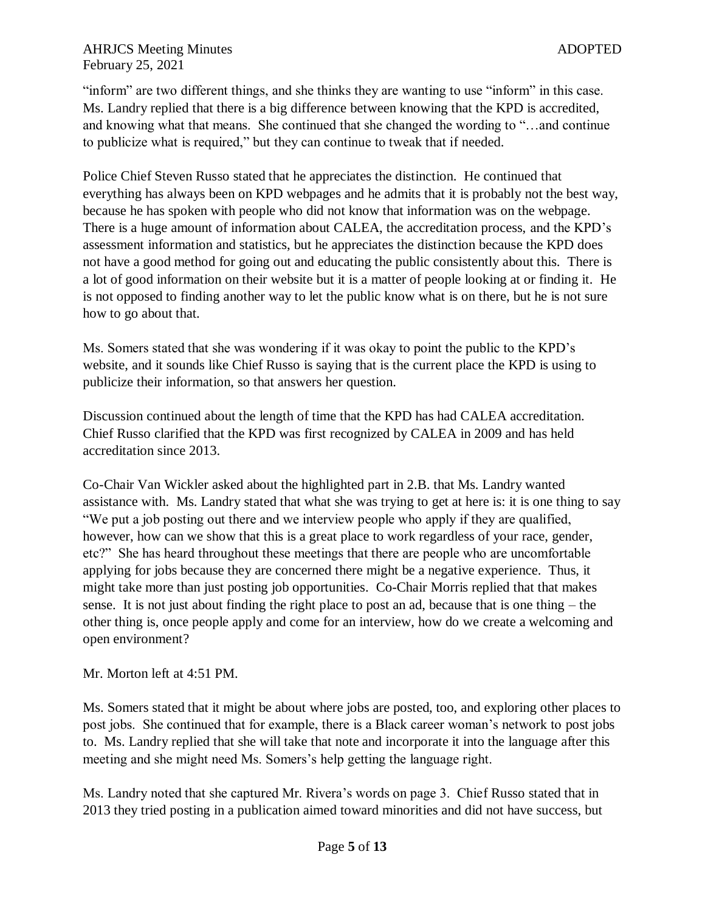"inform" are two different things, and she thinks they are wanting to use "inform" in this case. Ms. Landry replied that there is a big difference between knowing that the KPD is accredited, and knowing what that means. She continued that she changed the wording to "…and continue to publicize what is required," but they can continue to tweak that if needed.

Police Chief Steven Russo stated that he appreciates the distinction. He continued that everything has always been on KPD webpages and he admits that it is probably not the best way, because he has spoken with people who did not know that information was on the webpage. There is a huge amount of information about CALEA, the accreditation process, and the KPD's assessment information and statistics, but he appreciates the distinction because the KPD does not have a good method for going out and educating the public consistently about this. There is a lot of good information on their website but it is a matter of people looking at or finding it. He is not opposed to finding another way to let the public know what is on there, but he is not sure how to go about that.

Ms. Somers stated that she was wondering if it was okay to point the public to the KPD's website, and it sounds like Chief Russo is saying that is the current place the KPD is using to publicize their information, so that answers her question.

Discussion continued about the length of time that the KPD has had CALEA accreditation. Chief Russo clarified that the KPD was first recognized by CALEA in 2009 and has held accreditation since 2013.

Co-Chair Van Wickler asked about the highlighted part in 2.B. that Ms. Landry wanted assistance with. Ms. Landry stated that what she was trying to get at here is: it is one thing to say "We put a job posting out there and we interview people who apply if they are qualified, however, how can we show that this is a great place to work regardless of your race, gender, etc?" She has heard throughout these meetings that there are people who are uncomfortable applying for jobs because they are concerned there might be a negative experience. Thus, it might take more than just posting job opportunities. Co-Chair Morris replied that that makes sense. It is not just about finding the right place to post an ad, because that is one thing – the other thing is, once people apply and come for an interview, how do we create a welcoming and open environment?

Mr. Morton left at 4:51 PM.

Ms. Somers stated that it might be about where jobs are posted, too, and exploring other places to post jobs. She continued that for example, there is a Black career woman's network to post jobs to. Ms. Landry replied that she will take that note and incorporate it into the language after this meeting and she might need Ms. Somers's help getting the language right.

Ms. Landry noted that she captured Mr. Rivera's words on page 3. Chief Russo stated that in 2013 they tried posting in a publication aimed toward minorities and did not have success, but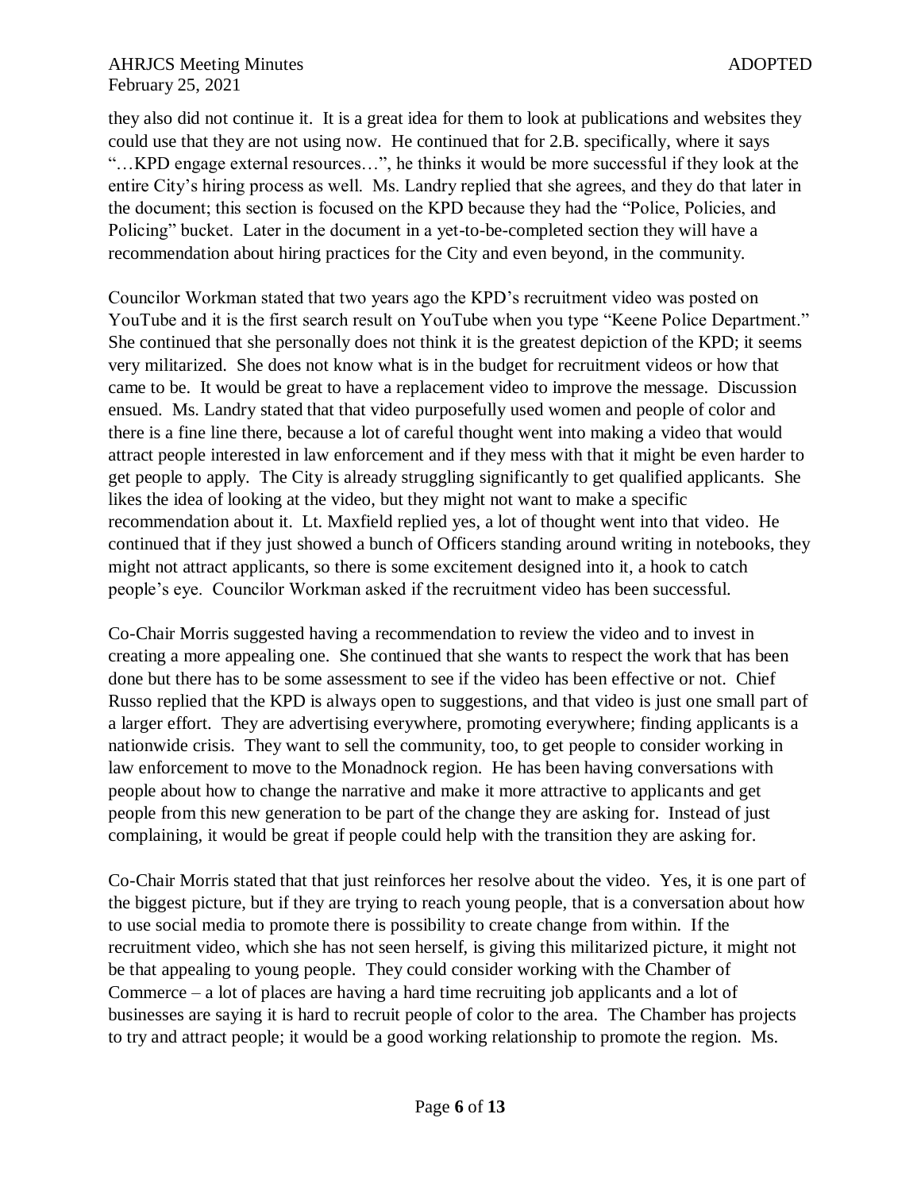they also did not continue it. It is a great idea for them to look at publications and websites they could use that they are not using now. He continued that for 2.B. specifically, where it says "…KPD engage external resources…", he thinks it would be more successful if they look at the entire City's hiring process as well. Ms. Landry replied that she agrees, and they do that later in the document; this section is focused on the KPD because they had the "Police, Policies, and Policing" bucket. Later in the document in a yet-to-be-completed section they will have a recommendation about hiring practices for the City and even beyond, in the community.

Councilor Workman stated that two years ago the KPD's recruitment video was posted on YouTube and it is the first search result on YouTube when you type "Keene Police Department." She continued that she personally does not think it is the greatest depiction of the KPD; it seems very militarized. She does not know what is in the budget for recruitment videos or how that came to be. It would be great to have a replacement video to improve the message. Discussion ensued. Ms. Landry stated that that video purposefully used women and people of color and there is a fine line there, because a lot of careful thought went into making a video that would attract people interested in law enforcement and if they mess with that it might be even harder to get people to apply. The City is already struggling significantly to get qualified applicants. She likes the idea of looking at the video, but they might not want to make a specific recommendation about it. Lt. Maxfield replied yes, a lot of thought went into that video. He continued that if they just showed a bunch of Officers standing around writing in notebooks, they might not attract applicants, so there is some excitement designed into it, a hook to catch people's eye. Councilor Workman asked if the recruitment video has been successful.

Co-Chair Morris suggested having a recommendation to review the video and to invest in creating a more appealing one. She continued that she wants to respect the work that has been done but there has to be some assessment to see if the video has been effective or not. Chief Russo replied that the KPD is always open to suggestions, and that video is just one small part of a larger effort. They are advertising everywhere, promoting everywhere; finding applicants is a nationwide crisis. They want to sell the community, too, to get people to consider working in law enforcement to move to the Monadnock region. He has been having conversations with people about how to change the narrative and make it more attractive to applicants and get people from this new generation to be part of the change they are asking for. Instead of just complaining, it would be great if people could help with the transition they are asking for.

Co-Chair Morris stated that that just reinforces her resolve about the video. Yes, it is one part of the biggest picture, but if they are trying to reach young people, that is a conversation about how to use social media to promote there is possibility to create change from within. If the recruitment video, which she has not seen herself, is giving this militarized picture, it might not be that appealing to young people. They could consider working with the Chamber of Commerce – a lot of places are having a hard time recruiting job applicants and a lot of businesses are saying it is hard to recruit people of color to the area. The Chamber has projects to try and attract people; it would be a good working relationship to promote the region. Ms.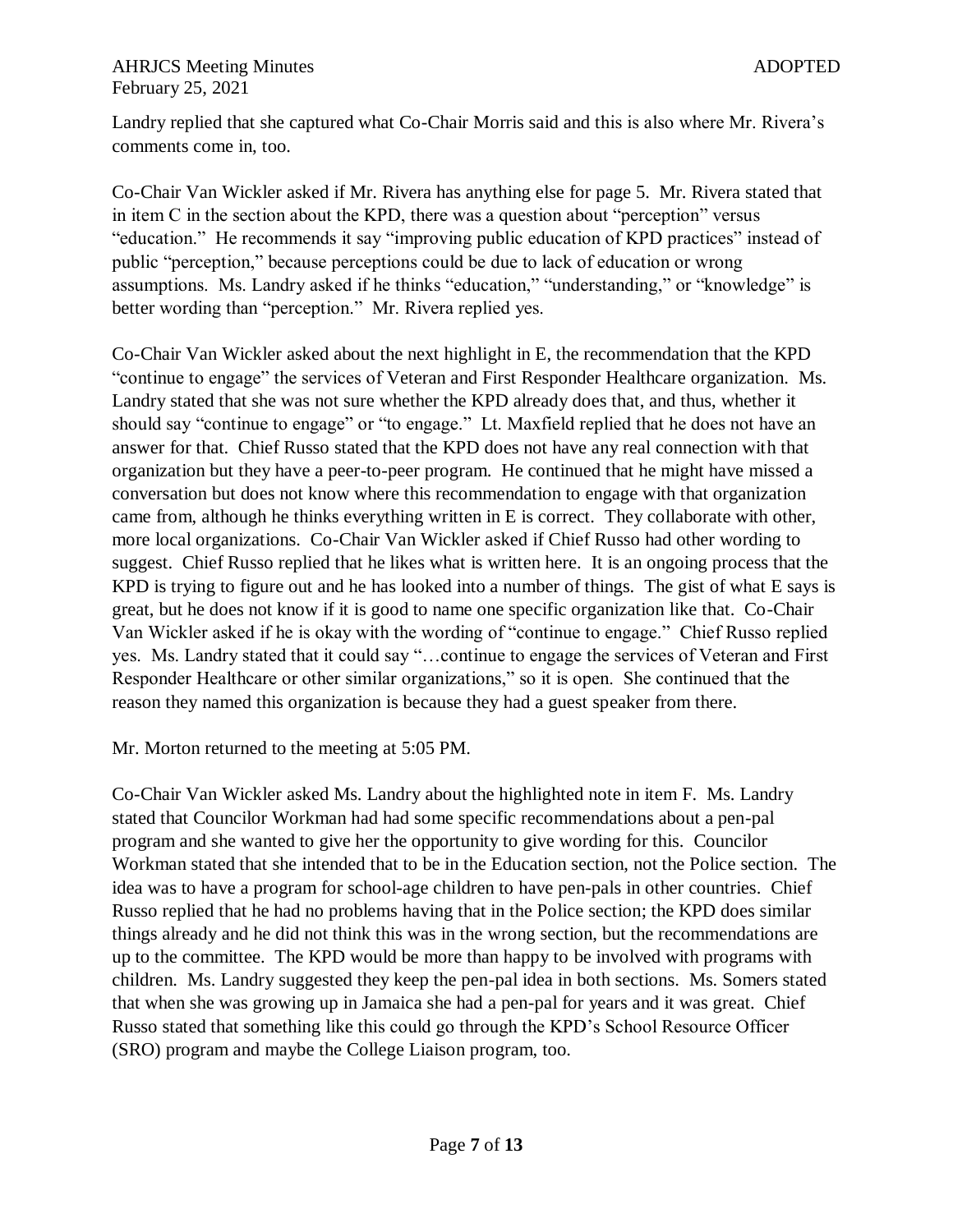Landry replied that she captured what Co-Chair Morris said and this is also where Mr. Rivera's comments come in, too.

Co-Chair Van Wickler asked if Mr. Rivera has anything else for page 5. Mr. Rivera stated that in item C in the section about the KPD, there was a question about "perception" versus "education." He recommends it say "improving public education of KPD practices" instead of public "perception," because perceptions could be due to lack of education or wrong assumptions. Ms. Landry asked if he thinks "education," "understanding," or "knowledge" is better wording than "perception." Mr. Rivera replied yes.

Co-Chair Van Wickler asked about the next highlight in E, the recommendation that the KPD "continue to engage" the services of Veteran and First Responder Healthcare organization. Ms. Landry stated that she was not sure whether the KPD already does that, and thus, whether it should say "continue to engage" or "to engage." Lt. Maxfield replied that he does not have an answer for that. Chief Russo stated that the KPD does not have any real connection with that organization but they have a peer-to-peer program. He continued that he might have missed a conversation but does not know where this recommendation to engage with that organization came from, although he thinks everything written in E is correct. They collaborate with other, more local organizations. Co-Chair Van Wickler asked if Chief Russo had other wording to suggest. Chief Russo replied that he likes what is written here. It is an ongoing process that the KPD is trying to figure out and he has looked into a number of things. The gist of what E says is great, but he does not know if it is good to name one specific organization like that. Co-Chair Van Wickler asked if he is okay with the wording of "continue to engage." Chief Russo replied yes. Ms. Landry stated that it could say "…continue to engage the services of Veteran and First Responder Healthcare or other similar organizations," so it is open. She continued that the reason they named this organization is because they had a guest speaker from there.

Mr. Morton returned to the meeting at 5:05 PM.

Co-Chair Van Wickler asked Ms. Landry about the highlighted note in item F. Ms. Landry stated that Councilor Workman had had some specific recommendations about a pen-pal program and she wanted to give her the opportunity to give wording for this. Councilor Workman stated that she intended that to be in the Education section, not the Police section. The idea was to have a program for school-age children to have pen-pals in other countries. Chief Russo replied that he had no problems having that in the Police section; the KPD does similar things already and he did not think this was in the wrong section, but the recommendations are up to the committee. The KPD would be more than happy to be involved with programs with children. Ms. Landry suggested they keep the pen-pal idea in both sections. Ms. Somers stated that when she was growing up in Jamaica she had a pen-pal for years and it was great. Chief Russo stated that something like this could go through the KPD's School Resource Officer (SRO) program and maybe the College Liaison program, too.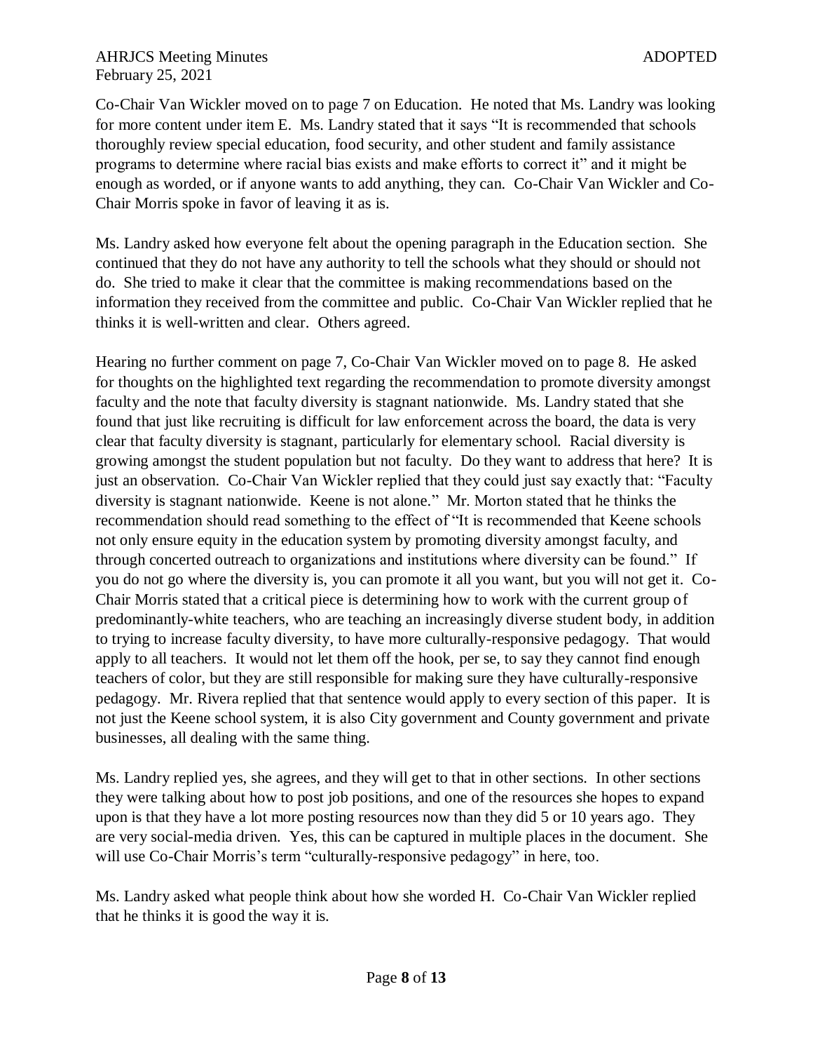Co-Chair Van Wickler moved on to page 7 on Education. He noted that Ms. Landry was looking for more content under item E. Ms. Landry stated that it says "It is recommended that schools thoroughly review special education, food security, and other student and family assistance programs to determine where racial bias exists and make efforts to correct it" and it might be enough as worded, or if anyone wants to add anything, they can. Co-Chair Van Wickler and Co-Chair Morris spoke in favor of leaving it as is.

Ms. Landry asked how everyone felt about the opening paragraph in the Education section. She continued that they do not have any authority to tell the schools what they should or should not do. She tried to make it clear that the committee is making recommendations based on the information they received from the committee and public. Co-Chair Van Wickler replied that he thinks it is well-written and clear. Others agreed.

Hearing no further comment on page 7, Co-Chair Van Wickler moved on to page 8. He asked for thoughts on the highlighted text regarding the recommendation to promote diversity amongst faculty and the note that faculty diversity is stagnant nationwide. Ms. Landry stated that she found that just like recruiting is difficult for law enforcement across the board, the data is very clear that faculty diversity is stagnant, particularly for elementary school. Racial diversity is growing amongst the student population but not faculty. Do they want to address that here? It is just an observation. Co-Chair Van Wickler replied that they could just say exactly that: "Faculty diversity is stagnant nationwide. Keene is not alone." Mr. Morton stated that he thinks the recommendation should read something to the effect of "It is recommended that Keene schools not only ensure equity in the education system by promoting diversity amongst faculty, and through concerted outreach to organizations and institutions where diversity can be found." If you do not go where the diversity is, you can promote it all you want, but you will not get it. Co-Chair Morris stated that a critical piece is determining how to work with the current group of predominantly-white teachers, who are teaching an increasingly diverse student body, in addition to trying to increase faculty diversity, to have more culturally-responsive pedagogy. That would apply to all teachers. It would not let them off the hook, per se, to say they cannot find enough teachers of color, but they are still responsible for making sure they have culturally-responsive pedagogy. Mr. Rivera replied that that sentence would apply to every section of this paper. It is not just the Keene school system, it is also City government and County government and private businesses, all dealing with the same thing.

Ms. Landry replied yes, she agrees, and they will get to that in other sections. In other sections they were talking about how to post job positions, and one of the resources she hopes to expand upon is that they have a lot more posting resources now than they did 5 or 10 years ago. They are very social-media driven. Yes, this can be captured in multiple places in the document. She will use Co-Chair Morris's term "culturally-responsive pedagogy" in here, too.

Ms. Landry asked what people think about how she worded H. Co-Chair Van Wickler replied that he thinks it is good the way it is.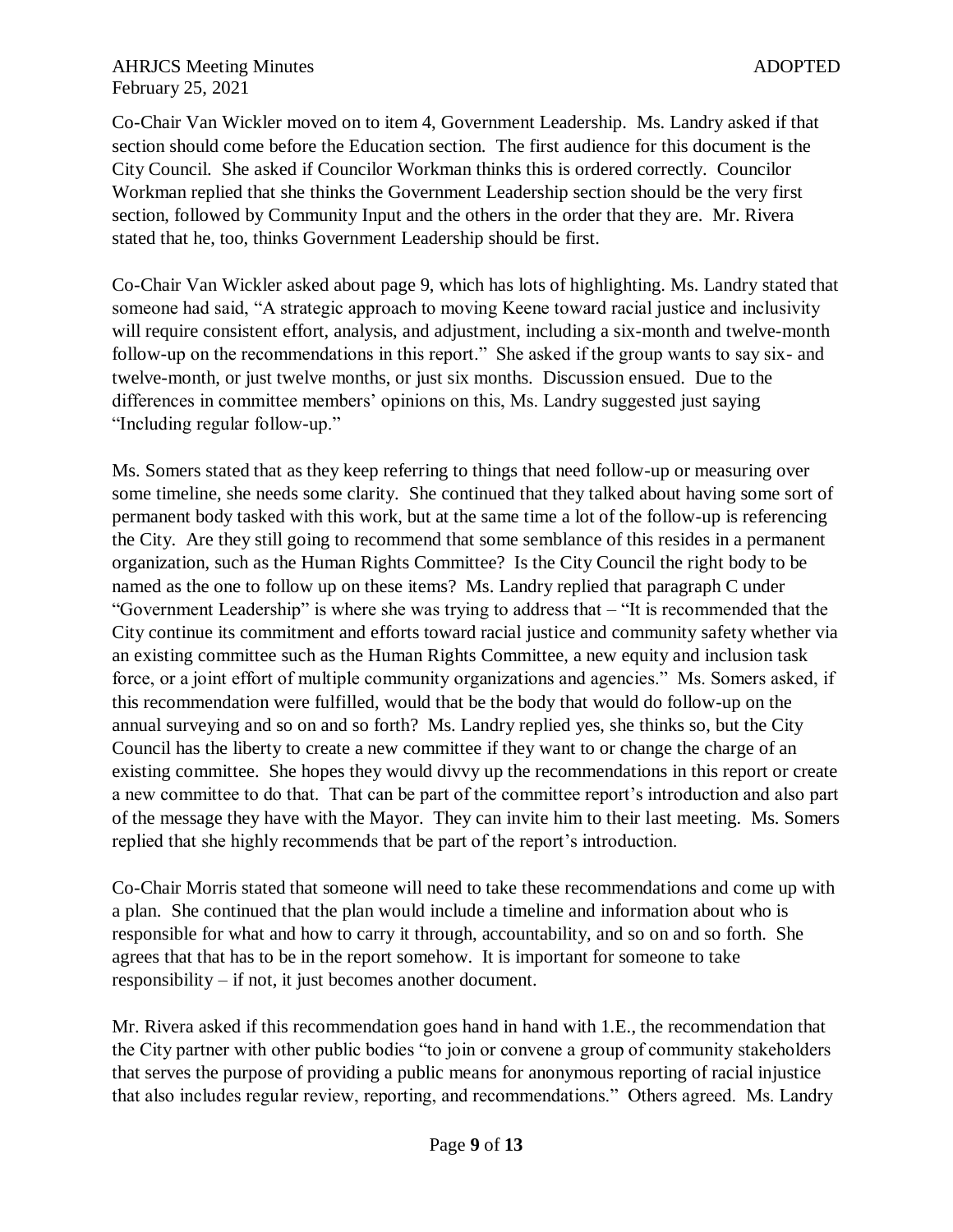Co-Chair Van Wickler moved on to item 4, Government Leadership. Ms. Landry asked if that section should come before the Education section. The first audience for this document is the City Council. She asked if Councilor Workman thinks this is ordered correctly. Councilor Workman replied that she thinks the Government Leadership section should be the very first section, followed by Community Input and the others in the order that they are. Mr. Rivera stated that he, too, thinks Government Leadership should be first.

Co-Chair Van Wickler asked about page 9, which has lots of highlighting. Ms. Landry stated that someone had said, "A strategic approach to moving Keene toward racial justice and inclusivity will require consistent effort, analysis, and adjustment, including a six-month and twelve-month follow-up on the recommendations in this report." She asked if the group wants to say six- and twelve-month, or just twelve months, or just six months. Discussion ensued. Due to the differences in committee members' opinions on this, Ms. Landry suggested just saying "Including regular follow-up."

Ms. Somers stated that as they keep referring to things that need follow-up or measuring over some timeline, she needs some clarity. She continued that they talked about having some sort of permanent body tasked with this work, but at the same time a lot of the follow-up is referencing the City. Are they still going to recommend that some semblance of this resides in a permanent organization, such as the Human Rights Committee? Is the City Council the right body to be named as the one to follow up on these items? Ms. Landry replied that paragraph C under "Government Leadership" is where she was trying to address that – "It is recommended that the City continue its commitment and efforts toward racial justice and community safety whether via an existing committee such as the Human Rights Committee, a new equity and inclusion task force, or a joint effort of multiple community organizations and agencies." Ms. Somers asked, if this recommendation were fulfilled, would that be the body that would do follow-up on the annual surveying and so on and so forth? Ms. Landry replied yes, she thinks so, but the City Council has the liberty to create a new committee if they want to or change the charge of an existing committee. She hopes they would divvy up the recommendations in this report or create a new committee to do that. That can be part of the committee report's introduction and also part of the message they have with the Mayor. They can invite him to their last meeting. Ms. Somers replied that she highly recommends that be part of the report's introduction.

Co-Chair Morris stated that someone will need to take these recommendations and come up with a plan. She continued that the plan would include a timeline and information about who is responsible for what and how to carry it through, accountability, and so on and so forth. She agrees that that has to be in the report somehow. It is important for someone to take responsibility – if not, it just becomes another document.

Mr. Rivera asked if this recommendation goes hand in hand with 1.E., the recommendation that the City partner with other public bodies "to join or convene a group of community stakeholders that serves the purpose of providing a public means for anonymous reporting of racial injustice that also includes regular review, reporting, and recommendations." Others agreed. Ms. Landry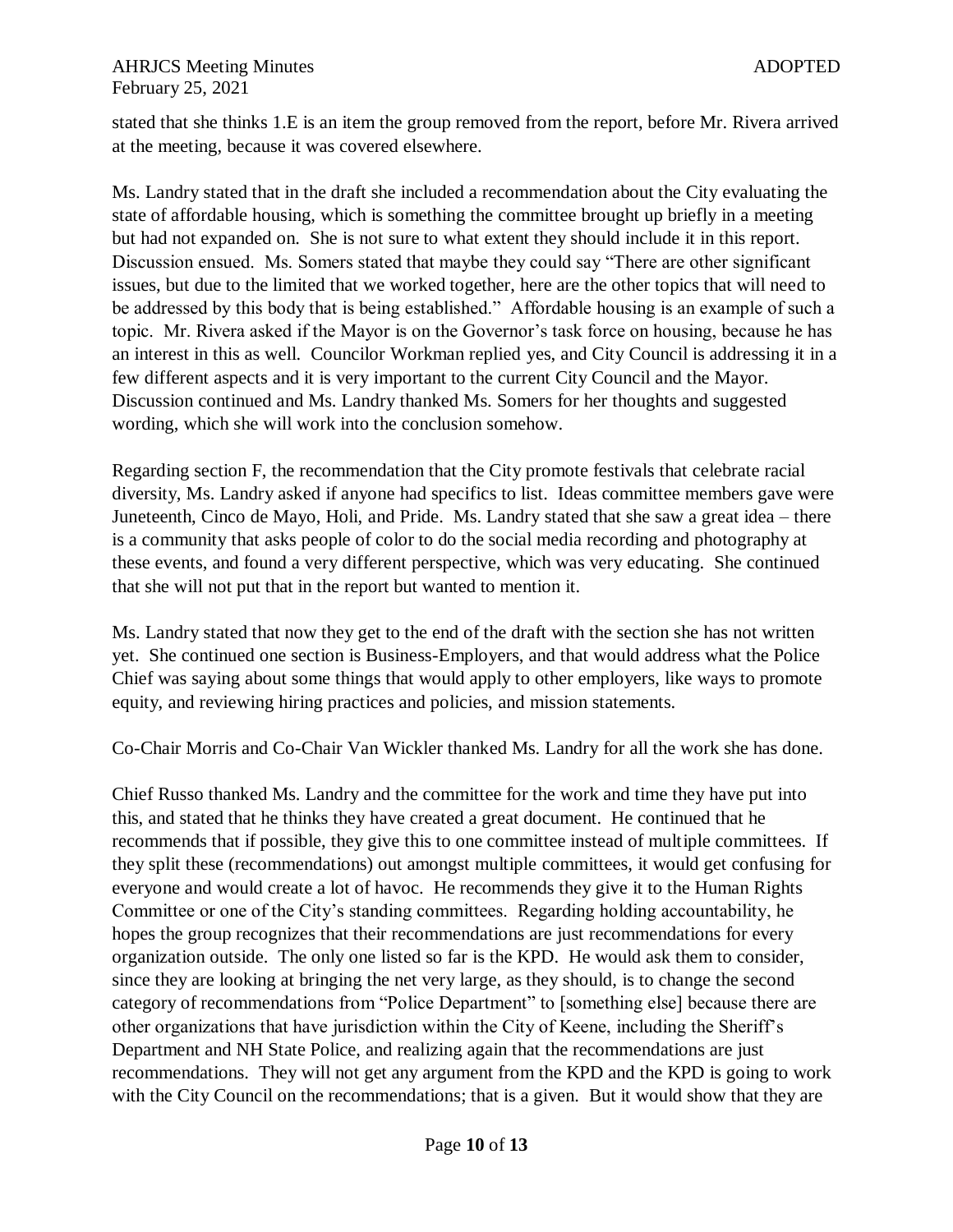stated that she thinks 1.E is an item the group removed from the report, before Mr. Rivera arrived at the meeting, because it was covered elsewhere.

Ms. Landry stated that in the draft she included a recommendation about the City evaluating the state of affordable housing, which is something the committee brought up briefly in a meeting but had not expanded on. She is not sure to what extent they should include it in this report. Discussion ensued. Ms. Somers stated that maybe they could say "There are other significant issues, but due to the limited that we worked together, here are the other topics that will need to be addressed by this body that is being established." Affordable housing is an example of such a topic. Mr. Rivera asked if the Mayor is on the Governor's task force on housing, because he has an interest in this as well. Councilor Workman replied yes, and City Council is addressing it in a few different aspects and it is very important to the current City Council and the Mayor. Discussion continued and Ms. Landry thanked Ms. Somers for her thoughts and suggested wording, which she will work into the conclusion somehow.

Regarding section F, the recommendation that the City promote festivals that celebrate racial diversity, Ms. Landry asked if anyone had specifics to list. Ideas committee members gave were Juneteenth, Cinco de Mayo, Holi, and Pride. Ms. Landry stated that she saw a great idea – there is a community that asks people of color to do the social media recording and photography at these events, and found a very different perspective, which was very educating. She continued that she will not put that in the report but wanted to mention it.

Ms. Landry stated that now they get to the end of the draft with the section she has not written yet. She continued one section is Business-Employers, and that would address what the Police Chief was saying about some things that would apply to other employers, like ways to promote equity, and reviewing hiring practices and policies, and mission statements.

Co-Chair Morris and Co-Chair Van Wickler thanked Ms. Landry for all the work she has done.

Chief Russo thanked Ms. Landry and the committee for the work and time they have put into this, and stated that he thinks they have created a great document. He continued that he recommends that if possible, they give this to one committee instead of multiple committees. If they split these (recommendations) out amongst multiple committees, it would get confusing for everyone and would create a lot of havoc. He recommends they give it to the Human Rights Committee or one of the City's standing committees. Regarding holding accountability, he hopes the group recognizes that their recommendations are just recommendations for every organization outside. The only one listed so far is the KPD. He would ask them to consider, since they are looking at bringing the net very large, as they should, is to change the second category of recommendations from "Police Department" to [something else] because there are other organizations that have jurisdiction within the City of Keene, including the Sheriff's Department and NH State Police, and realizing again that the recommendations are just recommendations. They will not get any argument from the KPD and the KPD is going to work with the City Council on the recommendations; that is a given. But it would show that they are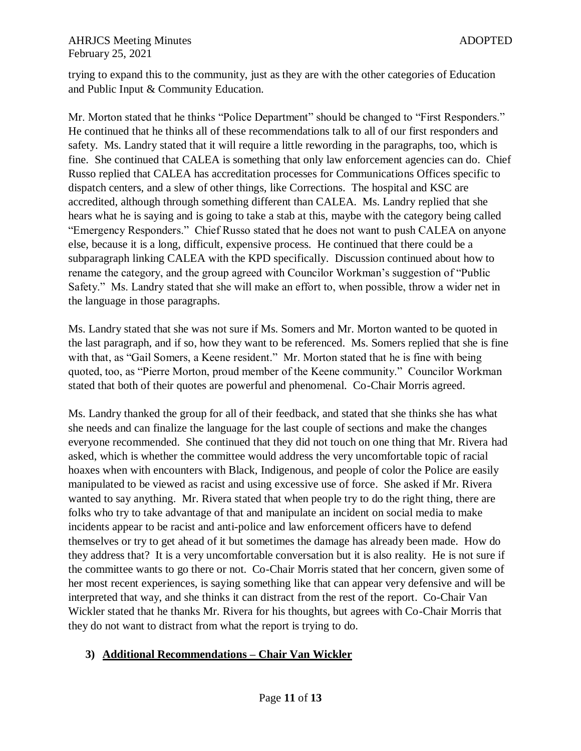trying to expand this to the community, just as they are with the other categories of Education and Public Input & Community Education.

Mr. Morton stated that he thinks "Police Department" should be changed to "First Responders." He continued that he thinks all of these recommendations talk to all of our first responders and safety. Ms. Landry stated that it will require a little rewording in the paragraphs, too, which is fine. She continued that CALEA is something that only law enforcement agencies can do. Chief Russo replied that CALEA has accreditation processes for Communications Offices specific to dispatch centers, and a slew of other things, like Corrections. The hospital and KSC are accredited, although through something different than CALEA. Ms. Landry replied that she hears what he is saying and is going to take a stab at this, maybe with the category being called "Emergency Responders." Chief Russo stated that he does not want to push CALEA on anyone else, because it is a long, difficult, expensive process. He continued that there could be a subparagraph linking CALEA with the KPD specifically. Discussion continued about how to rename the category, and the group agreed with Councilor Workman's suggestion of "Public Safety." Ms. Landry stated that she will make an effort to, when possible, throw a wider net in the language in those paragraphs.

Ms. Landry stated that she was not sure if Ms. Somers and Mr. Morton wanted to be quoted in the last paragraph, and if so, how they want to be referenced. Ms. Somers replied that she is fine with that, as "Gail Somers, a Keene resident." Mr. Morton stated that he is fine with being quoted, too, as "Pierre Morton, proud member of the Keene community." Councilor Workman stated that both of their quotes are powerful and phenomenal. Co-Chair Morris agreed.

Ms. Landry thanked the group for all of their feedback, and stated that she thinks she has what she needs and can finalize the language for the last couple of sections and make the changes everyone recommended. She continued that they did not touch on one thing that Mr. Rivera had asked, which is whether the committee would address the very uncomfortable topic of racial hoaxes when with encounters with Black, Indigenous, and people of color the Police are easily manipulated to be viewed as racist and using excessive use of force. She asked if Mr. Rivera wanted to say anything. Mr. Rivera stated that when people try to do the right thing, there are folks who try to take advantage of that and manipulate an incident on social media to make incidents appear to be racist and anti-police and law enforcement officers have to defend themselves or try to get ahead of it but sometimes the damage has already been made. How do they address that? It is a very uncomfortable conversation but it is also reality. He is not sure if the committee wants to go there or not. Co-Chair Morris stated that her concern, given some of her most recent experiences, is saying something like that can appear very defensive and will be interpreted that way, and she thinks it can distract from the rest of the report. Co-Chair Van Wickler stated that he thanks Mr. Rivera for his thoughts, but agrees with Co-Chair Morris that they do not want to distract from what the report is trying to do.

### 3) Additional Recommendations – Chair Van Wickler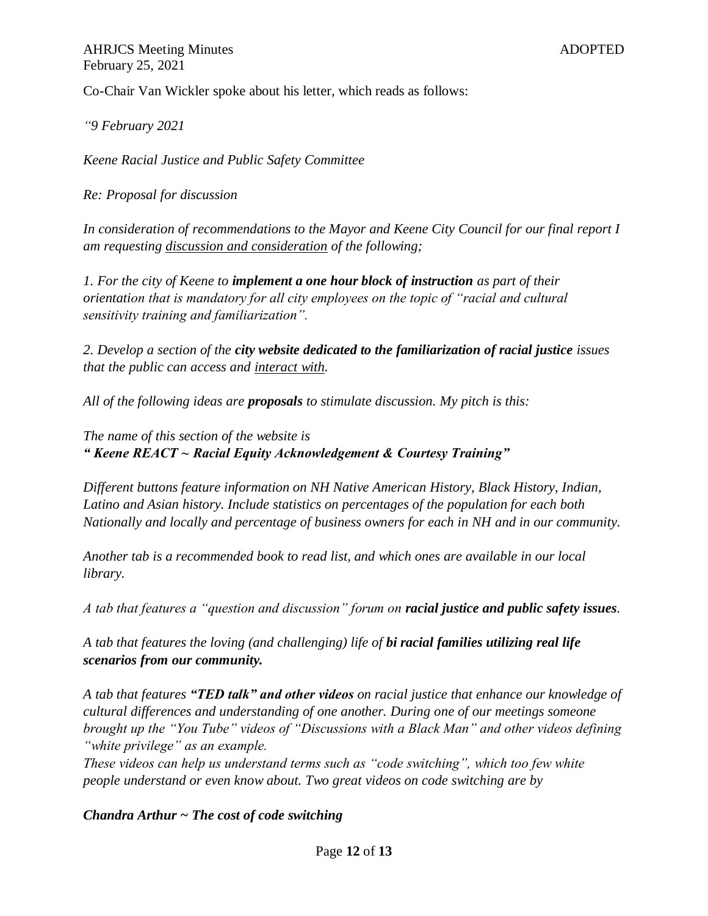Co-Chair Van Wickler spoke about his letter, which reads as follows:

*"9 February 2021*

*Keene Racial Justice and Public Safety Committee*

*Re: Proposal for discussion*

*In consideration of recommendations to the Mayor and Keene City Council for our final report I am requesting <u>discussion and consideration</u> of the following;*

*1. For the city of Keene to **implement a one hour block of instruction** as part of their orientation that is mandatory for all city employees on the topic of "racial and cultural sensitivity training and familiarization".*

*2. Develop a section of the **city website dedicated to the familiarization of racial justice** issues that the public can access and <u>interact with</u>.*

*All of the following ideas are **proposals** to stimulate discussion. My pitch is this:*

*The name of this section of the website is*
***" Keene REACT ~ Racial Equity Acknowledgement & Courtesy Training"***

*Different buttons feature information on NH Native American History, Black History, Indian, Latino and Asian history. Include statistics on percentages of the population for each both Nationally and locally and percentage of business owners for each in NH and in our community.*

*Another tab is a recommended book to read list, and which ones are available in our local library.*

*A tab that features a "question and discussion" forum on **racial justice and public safety issues**.*

*A tab that features the loving (and challenging) life of **bi racial families utilizing real life scenarios from our community.***

*A tab that features **"TED talk" and other videos** on racial justice that enhance our knowledge of cultural differences and understanding of one another. During one of our meetings someone brought up the "You Tube" videos of "Discussions with a Black Man" and other videos defining "white privilege" as an example.*
*These videos can help us understand terms such as "code switching", which too few white people understand or even know about. Two great videos on code switching are by*

***Chandra Arthur ~ The cost of code switching***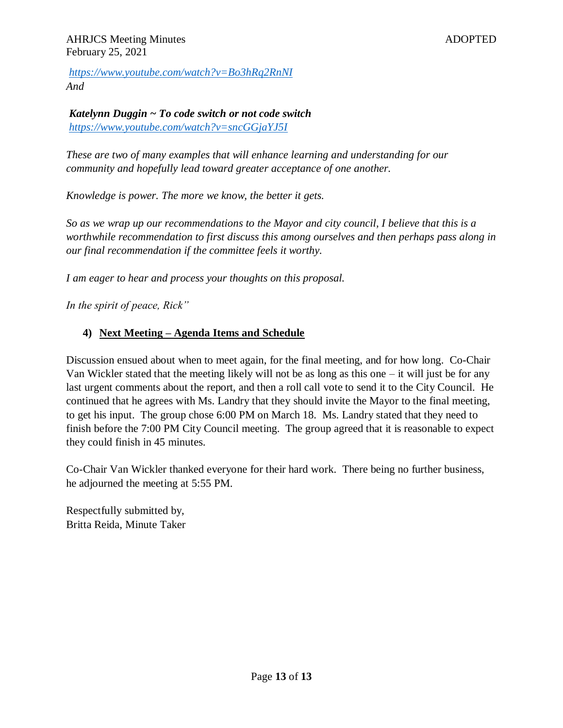*https://www.youtube.com/watch?v=Bo3hRq2RnNI*
*And*

***Katelynn Duggin ~ To code switch or not code switch***
*https://www.youtube.com/watch?v=sncGGjaYJ5I*

*These are two of many examples that will enhance learning and understanding for our community and hopefully lead toward greater acceptance of one another.*

*Knowledge is power. The more we know, the better it gets.*

*So as we wrap up our recommendations to the Mayor and city council, I believe that this is a worthwhile recommendation to first discuss this among ourselves and then perhaps pass along in our final recommendation if the committee feels it worthy.*

*I am eager to hear and process your thoughts on this proposal.*

*In the spirit of peace, Rick"*

### 4) Next Meeting – Agenda Items and Schedule

Discussion ensued about when to meet again, for the final meeting, and for how long. Co-Chair Van Wickler stated that the meeting likely will not be as long as this one – it will just be for any last urgent comments about the report, and then a roll call vote to send it to the City Council. He continued that he agrees with Ms. Landry that they should invite the Mayor to the final meeting, to get his input. The group chose 6:00 PM on March 18. Ms. Landry stated that they need to finish before the 7:00 PM City Council meeting. The group agreed that it is reasonable to expect they could finish in 45 minutes.

Co-Chair Van Wickler thanked everyone for their hard work. There being no further business, he adjourned the meeting at 5:55 PM.

Respectfully submitted by,
Britta Reida, Minute Taker